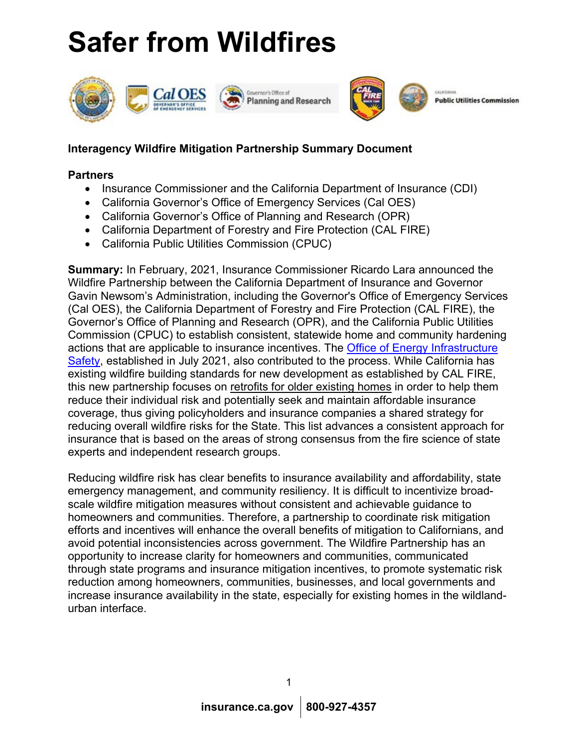# Safer from Wildfires

**Interagency Wildfire Mitigation Partnership Summary Document**

**Partners**

- Insurance Commissioner and the California Department of Insurance (CDI)
- California Governor's Office of Emergency Services (Cal OES)
- California Governor's Office of Planning and Research (OPR)
- California Department of Forestry and Fire Protection (CAL FIRE)
- California Public Utilities Commission (CPUC)

**Summary:** In February, 2021, Insurance Commissioner Ricardo Lara announced the Wildfire Partnership between the California Department of Insurance and Governor Gavin Newsom's Administration, including the Governor's Office of Emergency Services (Cal OES), the California Department of Forestry and Fire Protection (CAL FIRE), the Governor's Office of Planning and Research (OPR), and the California Public Utilities Commission (CPUC) to establish consistent, statewide home and community hardening actions that are applicable to insurance incentives. The Office of Energy Infrastructure Safety, established in July 2021, also contributed to the process. While California has existing wildfire building standards for new development as established by CAL FIRE, this new partnership focuses on retrofits for older existing homes in order to help them reduce their individual risk and potentially seek and maintain affordable insurance coverage, thus giving policyholders and insurance companies a shared strategy for reducing overall wildfire risks for the State. This list advances a consistent approach for insurance that is based on the areas of strong consensus from the fire science of state experts and independent research groups.

Reducing wildfire risk has clear benefits to insurance availability and affordability, state emergency management, and community resiliency. It is difficult to incentivize broad-scale wildfire mitigation measures without consistent and achievable guidance to homeowners and communities. Therefore, a partnership to coordinate risk mitigation efforts and incentives will enhance the overall benefits of mitigation to Californians, and avoid potential inconsistencies across government. The Wildfire Partnership has an opportunity to increase clarity for homeowners and communities, communicated through state programs and insurance mitigation incentives, to promote systematic risk reduction among homeowners, communities, businesses, and local governments and increase insurance availability in the state, especially for existing homes in the wildland-urban interface.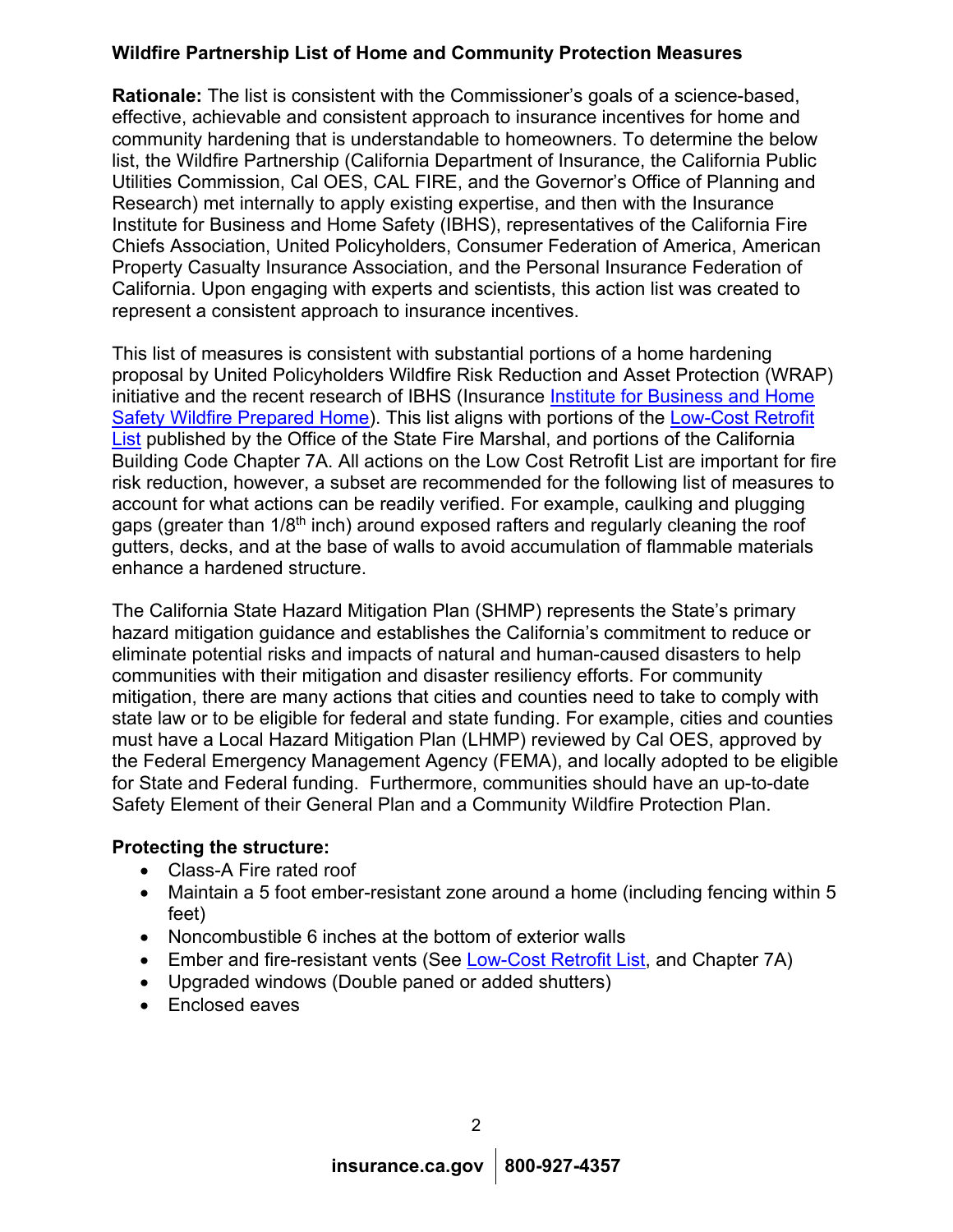**Wildfire Partnership List of Home and Community Protection Measures**

**Rationale:** The list is consistent with the Commissioner's goals of a science-based, effective, achievable and consistent approach to insurance incentives for home and community hardening that is understandable to homeowners. To determine the below list, the Wildfire Partnership (California Department of Insurance, the California Public Utilities Commission, Cal OES, CAL FIRE, and the Governor's Office of Planning and Research) met internally to apply existing expertise, and then with the Insurance Institute for Business and Home Safety (IBHS), representatives of the California Fire Chiefs Association, United Policyholders, Consumer Federation of America, American Property Casualty Insurance Association, and the Personal Insurance Federation of California. Upon engaging with experts and scientists, this action list was created to represent a consistent approach to insurance incentives.

This list of measures is consistent with substantial portions of a home hardening proposal by United Policyholders Wildfire Risk Reduction and Asset Protection (WRAP) initiative and the recent research of IBHS (Insurance Institute for Business and Home Safety Wildfire Prepared Home). This list aligns with portions of the Low-Cost Retrofit List published by the Office of the State Fire Marshal, and portions of the California Building Code Chapter 7A. All actions on the Low Cost Retrofit List are important for fire risk reduction, however, a subset are recommended for the following list of measures to account for what actions can be readily verified. For example, caulking and plugging gaps (greater than 1/8th inch) around exposed rafters and regularly cleaning the roof gutters, decks, and at the base of walls to avoid accumulation of flammable materials enhance a hardened structure.

The California State Hazard Mitigation Plan (SHMP) represents the State's primary hazard mitigation guidance and establishes the California's commitment to reduce or eliminate potential risks and impacts of natural and human-caused disasters to help communities with their mitigation and disaster resiliency efforts. For community mitigation, there are many actions that cities and counties need to take to comply with state law or to be eligible for federal and state funding. For example, cities and counties must have a Local Hazard Mitigation Plan (LHMP) reviewed by Cal OES, approved by the Federal Emergency Management Agency (FEMA), and locally adopted to be eligible for State and Federal funding. Furthermore, communities should have an up-to-date Safety Element of their General Plan and a Community Wildfire Protection Plan.

**Protecting the structure:**

- Class-A Fire rated roof
- Maintain a 5 foot ember-resistant zone around a home (including fencing within 5 feet)
- Noncombustible 6 inches at the bottom of exterior walls
- Ember and fire-resistant vents (See Low-Cost Retrofit List, and Chapter 7A)
- Upgraded windows (Double paned or added shutters)
- Enclosed eaves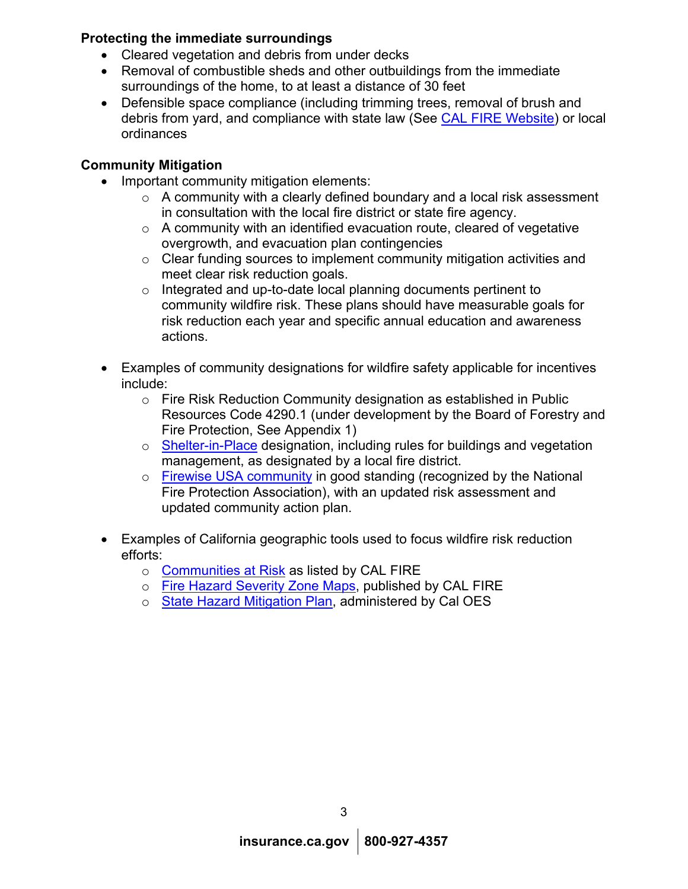**Protecting the immediate surroundings**

- Cleared vegetation and debris from under decks
- Removal of combustible sheds and other outbuildings from the immediate surroundings of the home, to at least a distance of 30 feet
- Defensible space compliance (including trimming trees, removal of brush and debris from yard, and compliance with state law (See [CAL FIRE Website]) or local ordinances

**Community Mitigation**

- Important community mitigation elements:
  - A community with a clearly defined boundary and a local risk assessment in consultation with the local fire district or state fire agency.
  - A community with an identified evacuation route, cleared of vegetative overgrowth, and evacuation plan contingencies
  - Clear funding sources to implement community mitigation activities and meet clear risk reduction goals.
  - Integrated and up-to-date local planning documents pertinent to community wildfire risk. These plans should have measurable goals for risk reduction each year and specific annual education and awareness actions.

- Examples of community designations for wildfire safety applicable for incentives include:
  - Fire Risk Reduction Community designation as established in Public Resources Code 4290.1 (under development by the Board of Forestry and Fire Protection, See Appendix 1)
  - Shelter-in-Place designation, including rules for buildings and vegetation management, as designated by a local fire district.
  - Firewise USA community in good standing (recognized by the National Fire Protection Association), with an updated risk assessment and updated community action plan.

- Examples of California geographic tools used to focus wildfire risk reduction efforts:
  - Communities at Risk as listed by CAL FIRE
  - Fire Hazard Severity Zone Maps, published by CAL FIRE
  - State Hazard Mitigation Plan, administered by Cal OES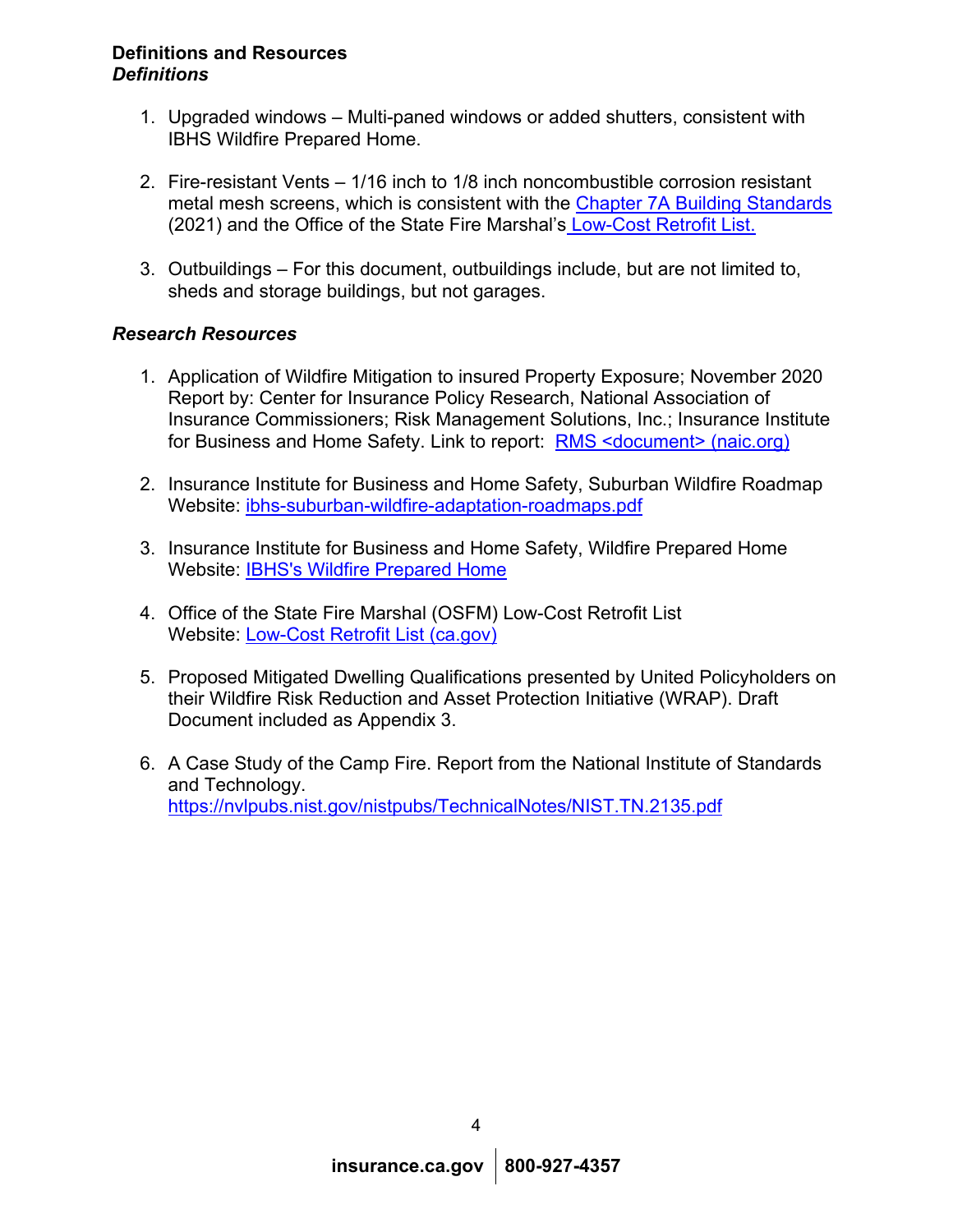## Definitions and Resources

### *Definitions*

1. Upgraded windows – Multi-paned windows or added shutters, consistent with IBHS Wildfire Prepared Home.

2. Fire-resistant Vents – 1/16 inch to 1/8 inch noncombustible corrosion resistant metal mesh screens, which is consistent with the Chapter 7A Building Standards (2021) and the Office of the State Fire Marshal's Low-Cost Retrofit List.

3. Outbuildings – For this document, outbuildings include, but are not limited to, sheds and storage buildings, but not garages.

### *Research Resources*

1. Application of Wildfire Mitigation to insured Property Exposure; November 2020 Report by: Center for Insurance Policy Research, National Association of Insurance Commissioners; Risk Management Solutions, Inc.; Insurance Institute for Business and Home Safety. Link to report: RMS <document> (naic.org)

2. Insurance Institute for Business and Home Safety, Suburban Wildfire Roadmap Website: ibhs-suburban-wildfire-adaptation-roadmaps.pdf

3. Insurance Institute for Business and Home Safety, Wildfire Prepared Home Website: IBHS's Wildfire Prepared Home

4. Office of the State Fire Marshal (OSFM) Low-Cost Retrofit List Website: Low-Cost Retrofit List (ca.gov)

5. Proposed Mitigated Dwelling Qualifications presented by United Policyholders on their Wildfire Risk Reduction and Asset Protection Initiative (WRAP). Draft Document included as Appendix 3.

6. A Case Study of the Camp Fire. Report from the National Institute of Standards and Technology. https://nvlpubs.nist.gov/nistpubs/TechnicalNotes/NIST.TN.2135.pdf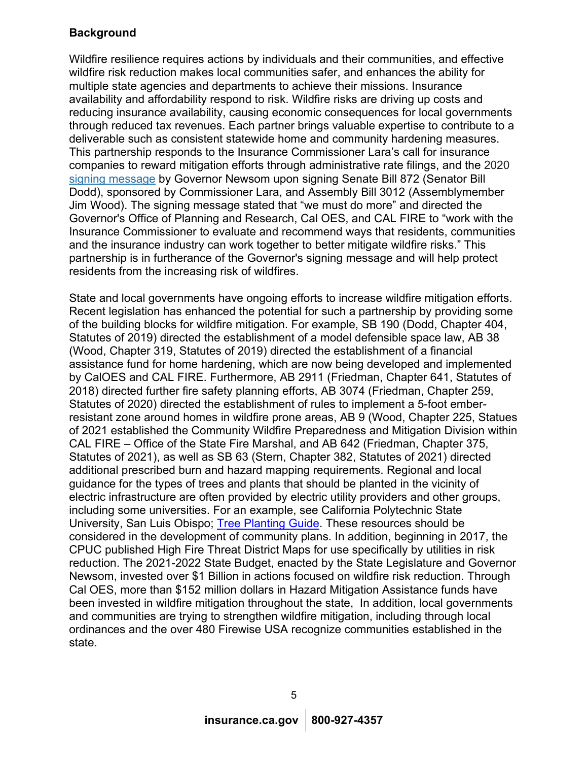**Background**

Wildfire resilience requires actions by individuals and their communities, and effective wildfire risk reduction makes local communities safer, and enhances the ability for multiple state agencies and departments to achieve their missions. Insurance availability and affordability respond to risk. Wildfire risks are driving up costs and reducing insurance availability, causing economic consequences for local governments through reduced tax revenues. Each partner brings valuable expertise to contribute to a deliverable such as consistent statewide home and community hardening measures. This partnership responds to the Insurance Commissioner Lara's call for insurance companies to reward mitigation efforts through administrative rate filings, and the 2020 signing message by Governor Newsom upon signing Senate Bill 872 (Senator Bill Dodd), sponsored by Commissioner Lara, and Assembly Bill 3012 (Assemblymember Jim Wood). The signing message stated that "we must do more" and directed the Governor's Office of Planning and Research, Cal OES, and CAL FIRE to "work with the Insurance Commissioner to evaluate and recommend ways that residents, communities and the insurance industry can work together to better mitigate wildfire risks." This partnership is in furtherance of the Governor's signing message and will help protect residents from the increasing risk of wildfires.

State and local governments have ongoing efforts to increase wildfire mitigation efforts. Recent legislation has enhanced the potential for such a partnership by providing some of the building blocks for wildfire mitigation. For example, SB 190 (Dodd, Chapter 404, Statutes of 2019) directed the establishment of a model defensible space law, AB 38 (Wood, Chapter 319, Statutes of 2019) directed the establishment of a financial assistance fund for home hardening, which are now being developed and implemented by CalOES and CAL FIRE. Furthermore, AB 2911 (Friedman, Chapter 641, Statutes of 2018) directed further fire safety planning efforts, AB 3074 (Friedman, Chapter 259, Statutes of 2020) directed the establishment of rules to implement a 5-foot ember-resistant zone around homes in wildfire prone areas, AB 9 (Wood, Chapter 225, Statues of 2021 established the Community Wildfire Preparedness and Mitigation Division within CAL FIRE – Office of the State Fire Marshal, and AB 642 (Friedman, Chapter 375, Statutes of 2021), as well as SB 63 (Stern, Chapter 382, Statutes of 2021) directed additional prescribed burn and hazard mapping requirements. Regional and local guidance for the types of trees and plants that should be planted in the vicinity of electric infrastructure are often provided by electric utility providers and other groups, including some universities. For an example, see California Polytechnic State University, San Luis Obispo; Tree Planting Guide. These resources should be considered in the development of community plans. In addition, beginning in 2017, the CPUC published High Fire Threat District Maps for use specifically by utilities in risk reduction. The 2021-2022 State Budget, enacted by the State Legislature and Governor Newsom, invested over $1 Billion in actions focused on wildfire risk reduction. Through Cal OES, more than $152 million dollars in Hazard Mitigation Assistance funds have been invested in wildfire mitigation throughout the state, In addition, local governments and communities are trying to strengthen wildfire mitigation, including through local ordinances and the over 480 Firewise USA recognize communities established in the state.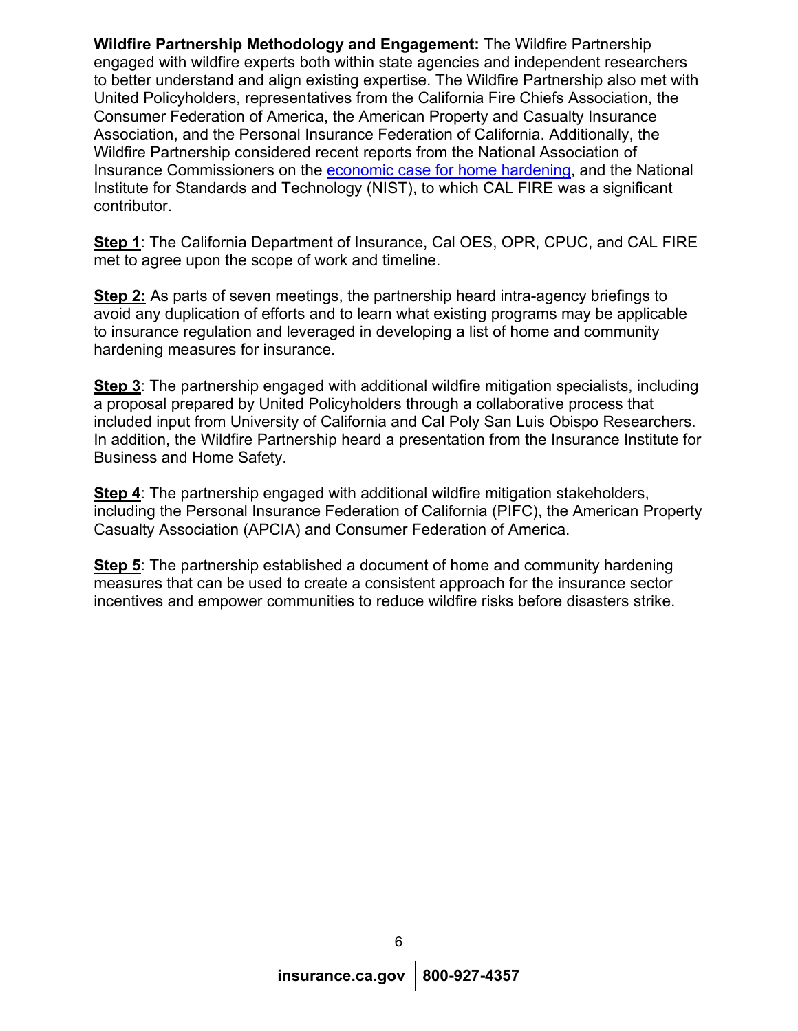**Wildfire Partnership Methodology and Engagement:** The Wildfire Partnership engaged with wildfire experts both within state agencies and independent researchers to better understand and align existing expertise. The Wildfire Partnership also met with United Policyholders, representatives from the California Fire Chiefs Association, the Consumer Federation of America, the American Property and Casualty Insurance Association, and the Personal Insurance Federation of California. Additionally, the Wildfire Partnership considered recent reports from the National Association of Insurance Commissioners on the economic case for home hardening, and the National Institute for Standards and Technology (NIST), to which CAL FIRE was a significant contributor.

**Step 1**: The California Department of Insurance, Cal OES, OPR, CPUC, and CAL FIRE met to agree upon the scope of work and timeline.

**Step 2:** As parts of seven meetings, the partnership heard intra-agency briefings to avoid any duplication of efforts and to learn what existing programs may be applicable to insurance regulation and leveraged in developing a list of home and community hardening measures for insurance.

**Step 3**: The partnership engaged with additional wildfire mitigation specialists, including a proposal prepared by United Policyholders through a collaborative process that included input from University of California and Cal Poly San Luis Obispo Researchers. In addition, the Wildfire Partnership heard a presentation from the Insurance Institute for Business and Home Safety.

**Step 4**: The partnership engaged with additional wildfire mitigation stakeholders, including the Personal Insurance Federation of California (PIFC), the American Property Casualty Association (APCIA) and Consumer Federation of America.

**Step 5**: The partnership established a document of home and community hardening measures that can be used to create a consistent approach for the insurance sector incentives and empower communities to reduce wildfire risks before disasters strike.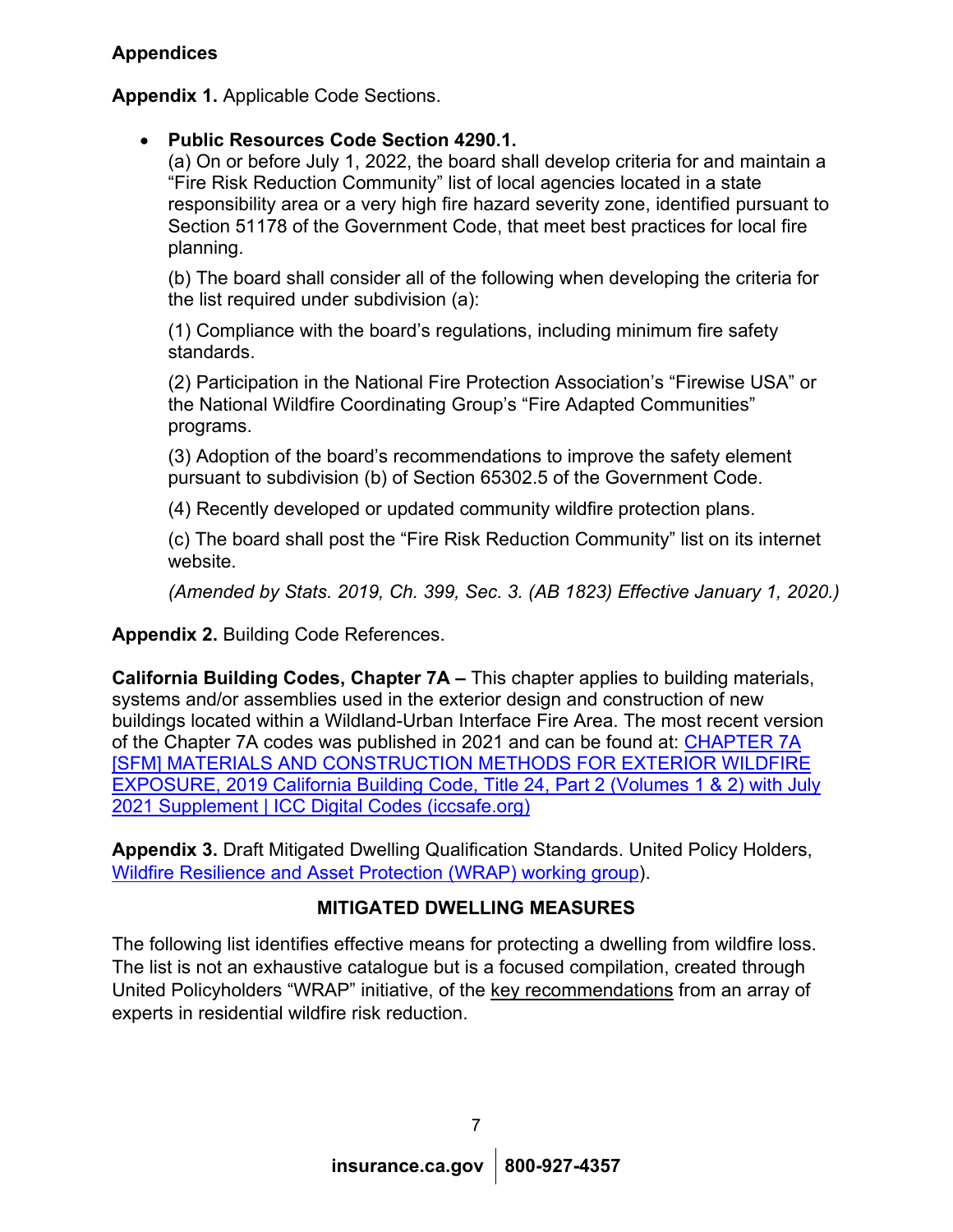## Appendices

**Appendix 1.** Applicable Code Sections.

- **Public Resources Code Section 4290.1.**

  (a) On or before July 1, 2022, the board shall develop criteria for and maintain a "Fire Risk Reduction Community" list of local agencies located in a state responsibility area or a very high fire hazard severity zone, identified pursuant to Section 51178 of the Government Code, that meet best practices for local fire planning.

  (b) The board shall consider all of the following when developing the criteria for the list required under subdivision (a):

  (1) Compliance with the board's regulations, including minimum fire safety standards.

  (2) Participation in the National Fire Protection Association's "Firewise USA" or the National Wildfire Coordinating Group's "Fire Adapted Communities" programs.

  (3) Adoption of the board's recommendations to improve the safety element pursuant to subdivision (b) of Section 65302.5 of the Government Code.

  (4) Recently developed or updated community wildfire protection plans.

  (c) The board shall post the "Fire Risk Reduction Community" list on its internet website.

  *(Amended by Stats. 2019, Ch. 399, Sec. 3. (AB 1823) Effective January 1, 2020.)*

**Appendix 2.** Building Code References.

**California Building Codes, Chapter 7A –** This chapter applies to building materials, systems and/or assemblies used in the exterior design and construction of new buildings located within a Wildland-Urban Interface Fire Area. The most recent version of the Chapter 7A codes was published in 2021 and can be found at: CHAPTER 7A [SFM] MATERIALS AND CONSTRUCTION METHODS FOR EXTERIOR WILDFIRE EXPOSURE, 2019 California Building Code, Title 24, Part 2 (Volumes 1 & 2) with July 2021 Supplement | ICC Digital Codes (iccsafe.org)

**Appendix 3.** Draft Mitigated Dwelling Qualification Standards. United Policy Holders, Wildfire Resilience and Asset Protection (WRAP) working group).

### MITIGATED DWELLING MEASURES

The following list identifies effective means for protecting a dwelling from wildfire loss. The list is not an exhaustive catalogue but is a focused compilation, created through United Policyholders "WRAP" initiative, of the key recommendations from an array of experts in residential wildfire risk reduction.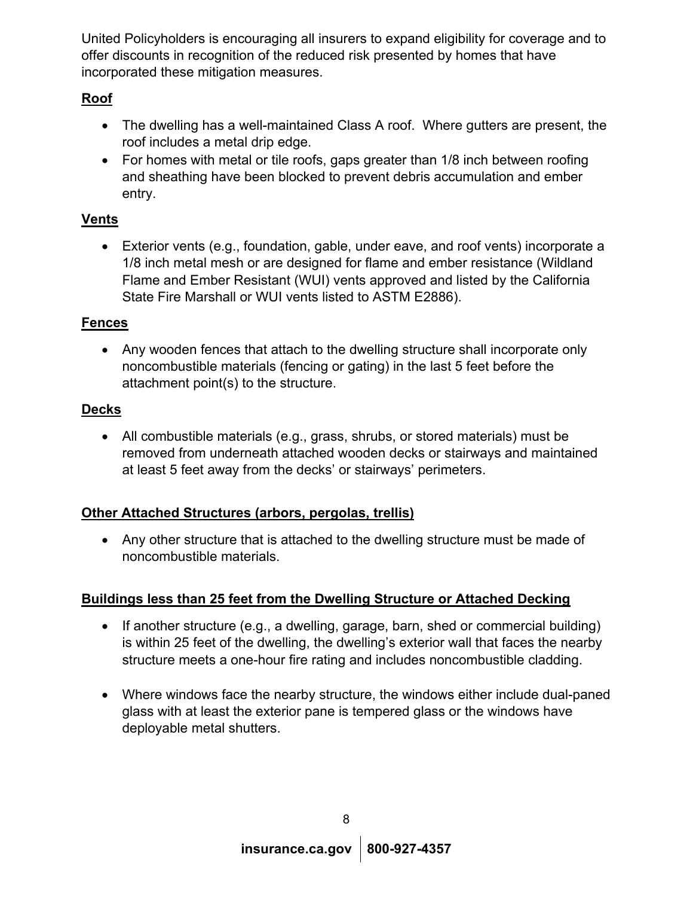United Policyholders is encouraging all insurers to expand eligibility for coverage and to offer discounts in recognition of the reduced risk presented by homes that have incorporated these mitigation measures.

**Roof**

- The dwelling has a well-maintained Class A roof. Where gutters are present, the roof includes a metal drip edge.
- For homes with metal or tile roofs, gaps greater than 1/8 inch between roofing and sheathing have been blocked to prevent debris accumulation and ember entry.

**Vents**

- Exterior vents (e.g., foundation, gable, under eave, and roof vents) incorporate a 1/8 inch metal mesh or are designed for flame and ember resistance (Wildland Flame and Ember Resistant (WUI) vents approved and listed by the California State Fire Marshall or WUI vents listed to ASTM E2886).

**Fences**

- Any wooden fences that attach to the dwelling structure shall incorporate only noncombustible materials (fencing or gating) in the last 5 feet before the attachment point(s) to the structure.

**Decks**

- All combustible materials (e.g., grass, shrubs, or stored materials) must be removed from underneath attached wooden decks or stairways and maintained at least 5 feet away from the decks' or stairways' perimeters.

**Other Attached Structures (arbors, pergolas, trellis)**

- Any other structure that is attached to the dwelling structure must be made of noncombustible materials.

**Buildings less than 25 feet from the Dwelling Structure or Attached Decking**

- If another structure (e.g., a dwelling, garage, barn, shed or commercial building) is within 25 feet of the dwelling, the dwelling's exterior wall that faces the nearby structure meets a one-hour fire rating and includes noncombustible cladding.

- Where windows face the nearby structure, the windows either include dual-paned glass with at least the exterior pane is tempered glass or the windows have deployable metal shutters.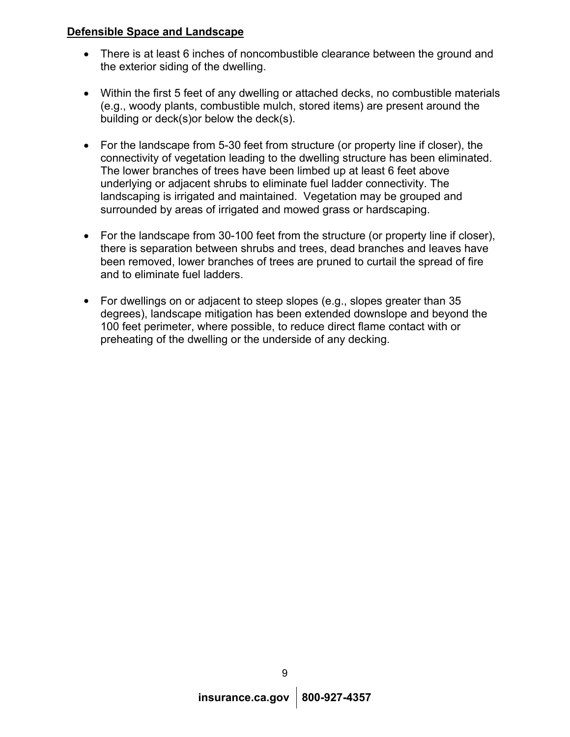**Defensible Space and Landscape**

- There is at least 6 inches of noncombustible clearance between the ground and the exterior siding of the dwelling.

- Within the first 5 feet of any dwelling or attached decks, no combustible materials (e.g., woody plants, combustible mulch, stored items) are present around the building or deck(s)or below the deck(s).

- For the landscape from 5-30 feet from structure (or property line if closer), the connectivity of vegetation leading to the dwelling structure has been eliminated. The lower branches of trees have been limbed up at least 6 feet above underlying or adjacent shrubs to eliminate fuel ladder connectivity. The landscaping is irrigated and maintained. Vegetation may be grouped and surrounded by areas of irrigated and mowed grass or hardscaping.

- For the landscape from 30-100 feet from the structure (or property line if closer), there is separation between shrubs and trees, dead branches and leaves have been removed, lower branches of trees are pruned to curtail the spread of fire and to eliminate fuel ladders.

- For dwellings on or adjacent to steep slopes (e.g., slopes greater than 35 degrees), landscape mitigation has been extended downslope and beyond the 100 feet perimeter, where possible, to reduce direct flame contact with or preheating of the dwelling or the underside of any decking.